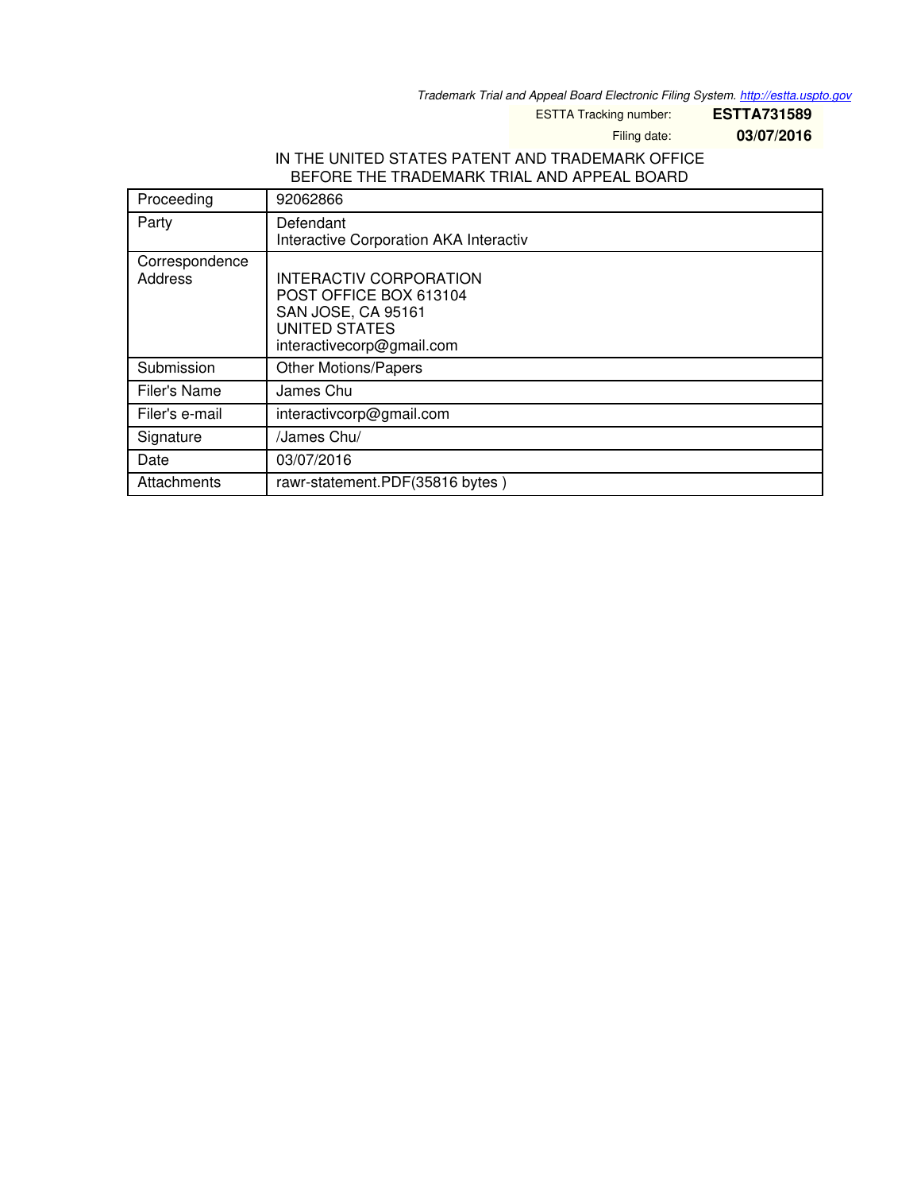*Trademark Trial and Appeal Board Electronic Filing System. http://estta.uspto.gov*

ESTTA Tracking number: **ESTTA731589**

Filing date: **03/07/2016**

IN THE UNITED STATES PATENT AND TRADEMARK OFFICE
BEFORE THE TRADEMARK TRIAL AND APPEAL BOARD

| | |
|---|---|
| Proceeding | 92062866 |
| Party | Defendant<br>Interactive Corporation AKA Interactiv |
| Correspondence Address | INTERACTIV CORPORATION<br>POST OFFICE BOX 613104<br>SAN JOSE, CA 95161<br>UNITED STATES<br>interactivecorp@gmail.com |
| Submission | Other Motions/Papers |
| Filer's Name | James Chu |
| Filer's e-mail | interactivcorp@gmail.com |
| Signature | /James Chu/ |
| Date | 03/07/2016 |
| Attachments | rawr-statement.PDF(35816 bytes ) |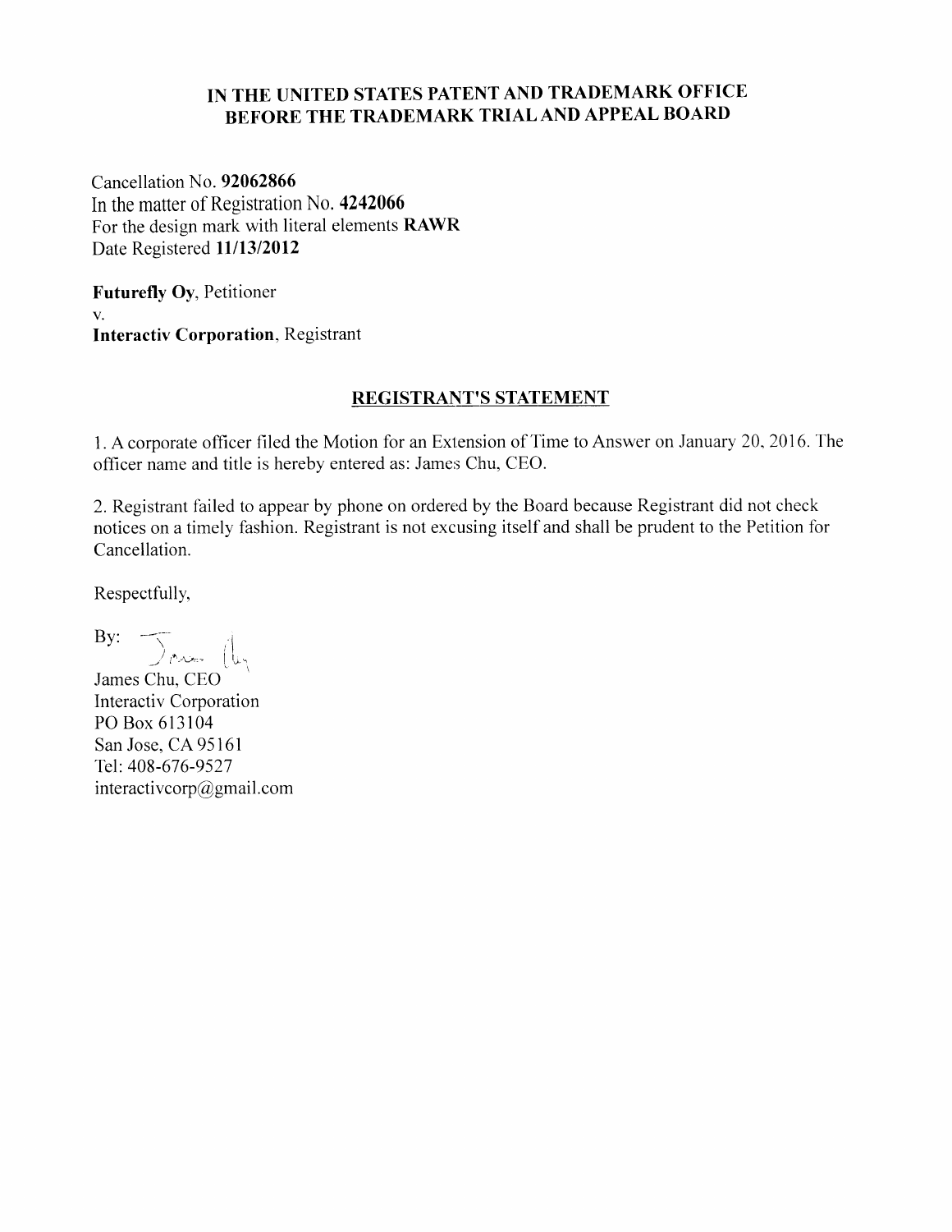**IN THE UNITED STATES PATENT AND TRADEMARK OFFICE**
**BEFORE THE TRADEMARK TRIAL AND APPEAL BOARD**

Cancellation No. **92062866**
In the matter of Registration No. **4242066**
For the design mark with literal elements **RAWR**
Date Registered **11/13/2012**

**Futurefly Oy**, Petitioner
v.
**Interactiv Corporation**, Registrant

## REGISTRANT'S STATEMENT

1. A corporate officer filed the Motion for an Extension of Time to Answer on January 20, 2016. The officer name and title is hereby entered as: James Chu, CEO.

2. Registrant failed to appear by phone on ordered by the Board because Registrant did not check notices on a timely fashion. Registrant is not excusing itself and shall be prudent to the Petition for Cancellation.

Respectfully,

By: [signature]

James Chu, CEO
Interactiv Corporation
PO Box 613104
San Jose, CA 95161
Tel: 408-676-9527
interactivcorp@gmail.com